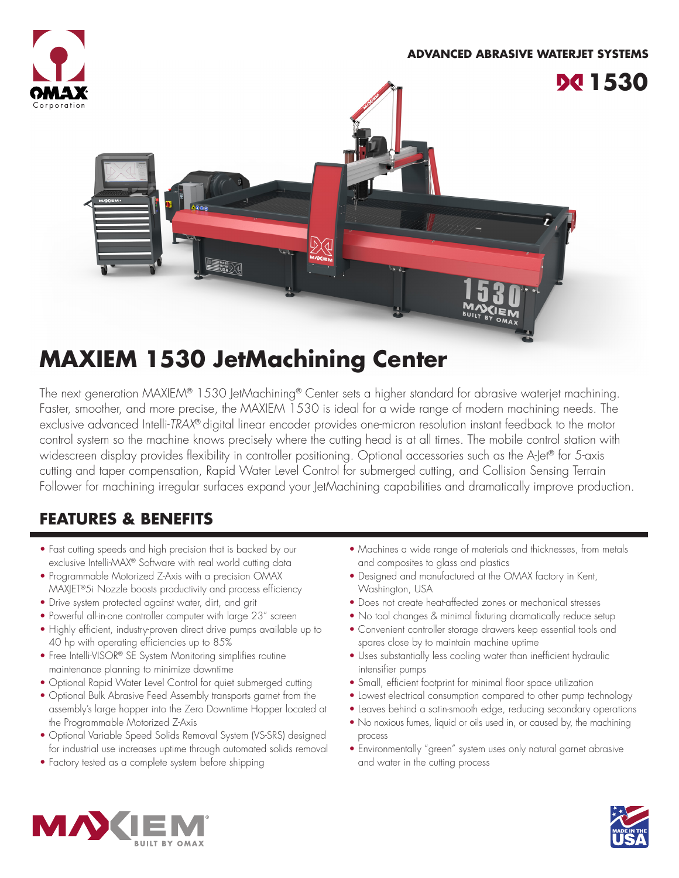ADVANCED ABRASIVE WATERJET SYSTEMS

1530

# MAXIEM 1530 JetMachining Center

The next generation MAXIEM® 1530 JetMachining® Center sets a higher standard for abrasive waterjet machining. Faster, smoother, and more precise, the MAXIEM 1530 is ideal for a wide range of modern machining needs. The exclusive advanced Intelli-*TRAX*® digital linear encoder provides one-micron resolution instant feedback to the motor control system so the machine knows precisely where the cutting head is at all times. The mobile control station with widescreen display provides flexibility in controller positioning. Optional accessories such as the A-Jet® for 5-axis cutting and taper compensation, Rapid Water Level Control for submerged cutting, and Collision Sensing Terrain Follower for machining irregular surfaces expand your JetMachining capabilities and dramatically improve production.

## FEATURES & BENEFITS

- Fast cutting speeds and high precision that is backed by our exclusive Intelli-MAX® Software with real world cutting data
- Programmable Motorized Z-Axis with a precision OMAX MAXJET®5i Nozzle boosts productivity and process efficiency
- Drive system protected against water, dirt, and grit
- Powerful all-in-one controller computer with large 23" screen
- Highly efficient, industry-proven direct drive pumps available up to 40 hp with operating efficiencies up to 85%
- Free Intelli-VISOR® SE System Monitoring simplifies routine maintenance planning to minimize downtime
- Optional Rapid Water Level Control for quiet submerged cutting
- Optional Bulk Abrasive Feed Assembly transports garnet from the assembly's large hopper into the Zero Downtime Hopper located at the Programmable Motorized Z-Axis
- Optional Variable Speed Solids Removal System (VS-SRS) designed for industrial use increases uptime through automated solids removal
- Factory tested as a complete system before shipping
- Machines a wide range of materials and thicknesses, from metals and composites to glass and plastics
- Designed and manufactured at the OMAX factory in Kent, Washington, USA
- Does not create heat-affected zones or mechanical stresses
- No tool changes & minimal fixturing dramatically reduce setup
- Convenient controller storage drawers keep essential tools and spares close by to maintain machine uptime
- Uses substantially less cooling water than inefficient hydraulic intensifier pumps
- Small, efficient footprint for minimal floor space utilization
- Lowest electrical consumption compared to other pump technology
- Leaves behind a satin-smooth edge, reducing secondary operations
- No noxious fumes, liquid or oils used in, or caused by, the machining process
- Environmentally "green" system uses only natural garnet abrasive and water in the cutting process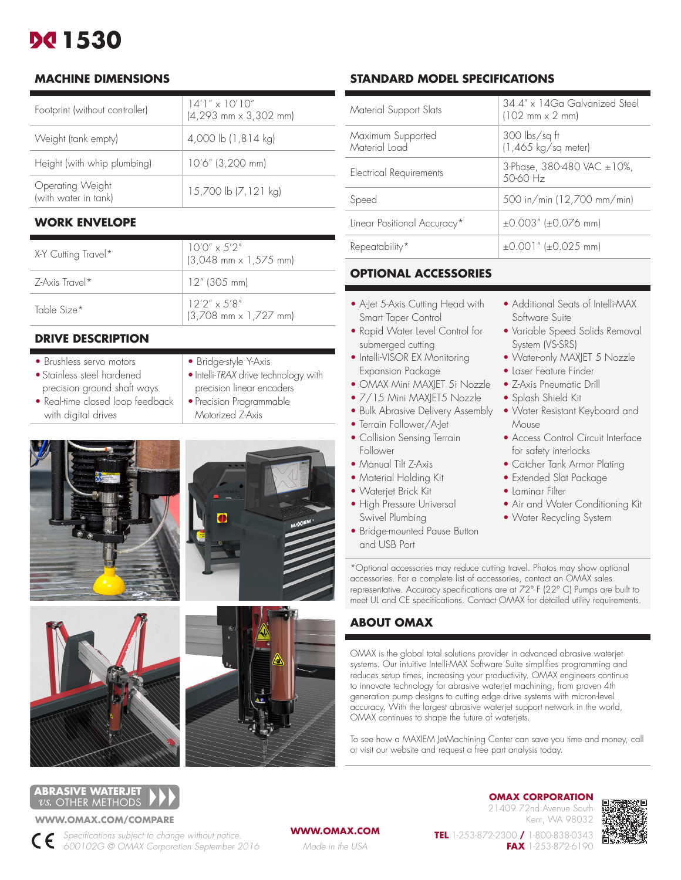# 1530

## MACHINE DIMENSIONS

| | |
|---|---|
| Footprint (without controller) | 14'1" x 10'10" (4,293 mm x 3,302 mm) |
| Weight (tank empty) | 4,000 lb (1,814 kg) |
| Height (with whip plumbing) | 10'6" (3,200 mm) |
| Operating Weight (with water in tank) | 15,700 lb (7,121 kg) |

## WORK ENVELOPE

| | |
|---|---|
| X-Y Cutting Travel* | 10'0" x 5'2" (3,048 mm x 1,575 mm) |
| Z-Axis Travel* | 12" (305 mm) |
| Table Size* | 12'2" x 5'8" (3,708 mm x 1,727 mm) |

## DRIVE DESCRIPTION

- Brushless servo motors
- Stainless steel hardened precision ground shaft ways
- Real-time closed loop feedback with digital drives
- Bridge-style Y-Axis
- Intelli-*TRAX* drive technology with precision linear encoders
- Precision Programmable Motorized Z-Axis

## STANDARD MODEL SPECIFICATIONS

| | |
|---|---|
| Material Support Slats | 34 4" x 14Ga Galvanized Steel (102 mm x 2 mm) |
| Maximum Supported Material Load | 300 lbs/sq ft (1,465 kg/sq meter) |
| Electrical Requirements | 3-Phase, 380-480 VAC ±10%, 50-60 Hz |
| Speed | 500 in/min (12,700 mm/min) |
| Linear Positional Accuracy* | ±0.003" (±0.076 mm) |
| Repeatability* | ±0.001" (±0.025 mm) |

## OPTIONAL ACCESSORIES

- A-Jet 5-Axis Cutting Head with Smart Taper Control
- Rapid Water Level Control for submerged cutting
- Intelli-VISOR EX Monitoring Expansion Package
- OMAX Mini MAXJET 5i Nozzle
- 7/15 Mini MAXJET5 Nozzle
- Bulk Abrasive Delivery Assembly
- Terrain Follower/A-Jet
- Collision Sensing Terrain Follower
- Manual Tilt Z-Axis
- Material Holding Kit
- Waterjet Brick Kit
- High Pressure Universal Swivel Plumbing
- Bridge-mounted Pause Button and USB Port
- Additional Seats of Intelli-MAX Software Suite
- Variable Speed Solids Removal System (VS-SRS)
- Water-only MAXJET 5 Nozzle
- Laser Feature Finder
- Z-Axis Pneumatic Drill
- Splash Shield Kit
- Water Resistant Keyboard and Mouse
- Access Control Circuit Interface for safety interlocks
- Catcher Tank Armor Plating
- Extended Slat Package
- Laminar Filter
- Air and Water Conditioning Kit
- Water Recycling System

*Optional accessories may reduce cutting travel. Photos may show optional accessories. For a complete list of accessories, contact an OMAX sales representative. Accuracy specifications are at 72° F (22° C) Pumps are built to meet UL and CE specifications. Contact OMAX for detailed utility requirements.

## ABOUT OMAX

OMAX is the global total solutions provider in advanced abrasive waterjet systems. Our intuitive Intelli-MAX Software Suite simplifies programming and reduces setup times, increasing your productivity. OMAX engineers continue to innovate technology for abrasive waterjet machining, from proven 4th generation pump designs to cutting edge drive systems with micron-level accuracy. With the largest abrasive waterjet support network in the world, OMAX continues to shape the future of waterjets.

To see how a MAXIEM JetMachining Center can save you time and money, call or visit our website and request a free part analysis today.

**ABRASIVE WATERJET** *vs.* OTHER METHODS

**WWW.OMAX.COM/COMPARE**

*Specifications subject to change without notice.*
*600102G © OMAX Corporation September 2016*

**WWW.OMAX.COM**

*Made in the USA*

**OMAX CORPORATION**
21409 72nd Avenue South
Kent, WA 98032

**TEL** 1-253-872-2300 / 1-800-838-0343
**FAX** 1-253-872-6190